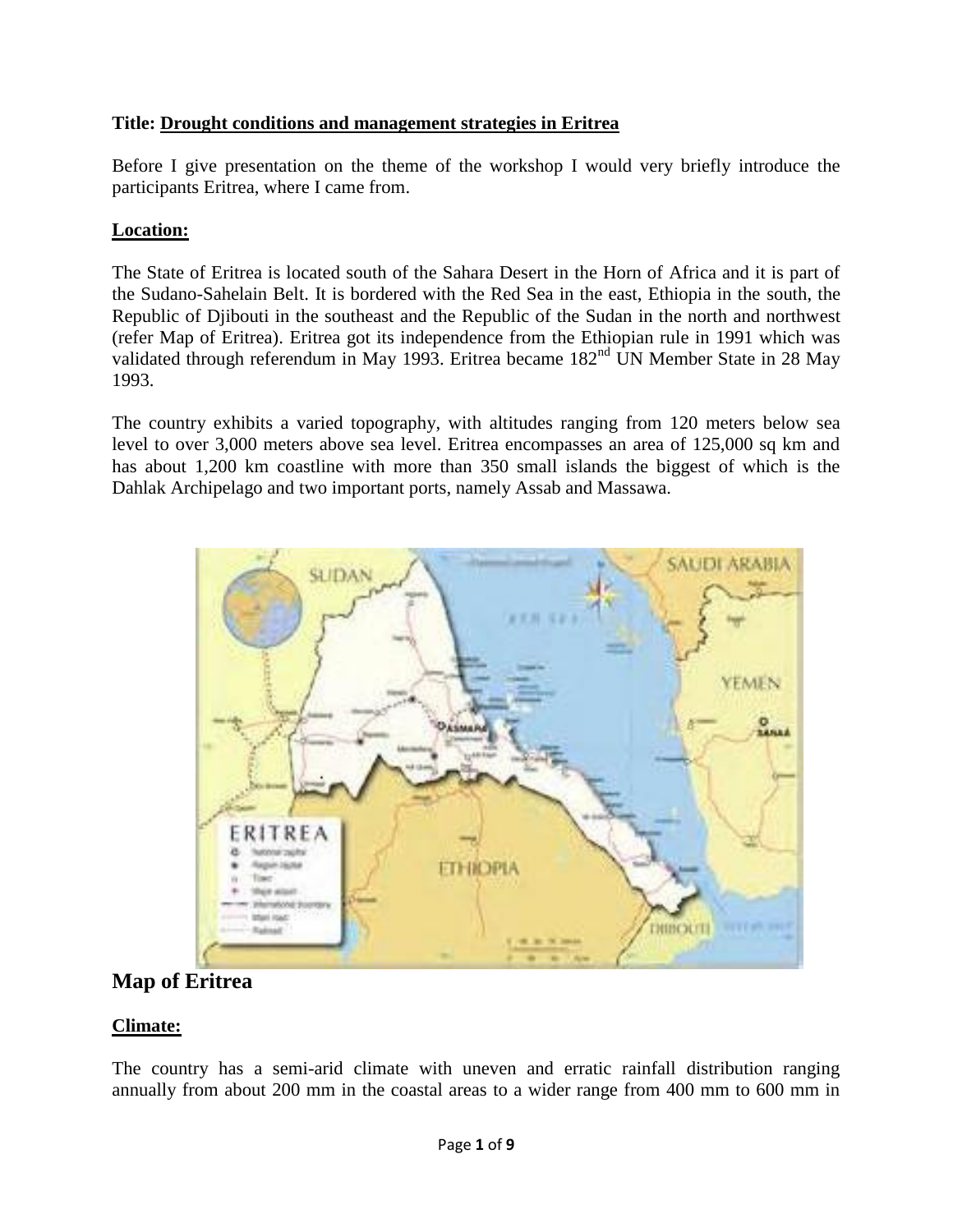**Title: Drought conditions and management strategies in Eritrea**

Before I give presentation on the theme of the workshop I would very briefly introduce the participants Eritrea, where I came from.

**Location:**

The State of Eritrea is located south of the Sahara Desert in the Horn of Africa and it is part of the Sudano-Sahelain Belt. It is bordered with the Red Sea in the east, Ethiopia in the south, the Republic of Djibouti in the southeast and the Republic of the Sudan in the north and northwest (refer Map of Eritrea). Eritrea got its independence from the Ethiopian rule in 1991 which was validated through referendum in May 1993. Eritrea became 182nd UN Member State in 28 May 1993.

The country exhibits a varied topography, with altitudes ranging from 120 meters below sea level to over 3,000 meters above sea level. Eritrea encompasses an area of 125,000 sq km and has about 1,200 km coastline with more than 350 small islands the biggest of which is the Dahlak Archipelago and two important ports, namely Assab and Massawa.

## Map of Eritrea

**Climate:**

The country has a semi-arid climate with uneven and erratic rainfall distribution ranging annually from about 200 mm in the coastal areas to a wider range from 400 mm to 600 mm in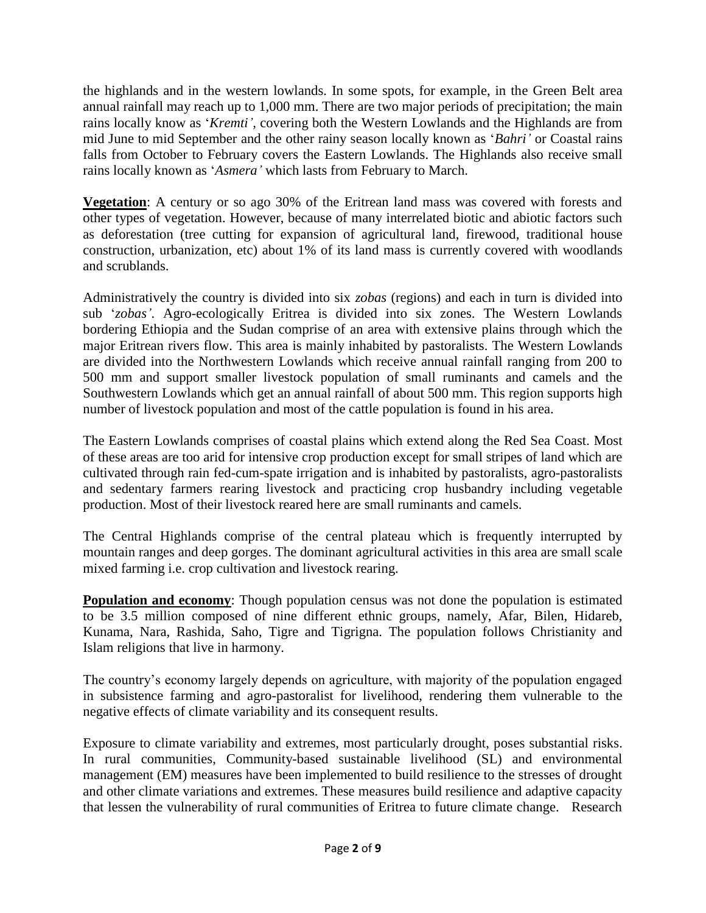the highlands and in the western lowlands. In some spots, for example, in the Green Belt area annual rainfall may reach up to 1,000 mm. There are two major periods of precipitation; the main rains locally know as '*Kremti'*, covering both the Western Lowlands and the Highlands are from mid June to mid September and the other rainy season locally known as '*Bahri'* or Coastal rains falls from October to February covers the Eastern Lowlands. The Highlands also receive small rains locally known as '*Asmera'* which lasts from February to March.

**Vegetation**: A century or so ago 30% of the Eritrean land mass was covered with forests and other types of vegetation. However, because of many interrelated biotic and abiotic factors such as deforestation (tree cutting for expansion of agricultural land, firewood, traditional house construction, urbanization, etc) about 1% of its land mass is currently covered with woodlands and scrublands.

Administratively the country is divided into six *zobas* (regions) and each in turn is divided into sub '*zobas'*. Agro-ecologically Eritrea is divided into six zones. The Western Lowlands bordering Ethiopia and the Sudan comprise of an area with extensive plains through which the major Eritrean rivers flow. This area is mainly inhabited by pastoralists. The Western Lowlands are divided into the Northwestern Lowlands which receive annual rainfall ranging from 200 to 500 mm and support smaller livestock population of small ruminants and camels and the Southwestern Lowlands which get an annual rainfall of about 500 mm. This region supports high number of livestock population and most of the cattle population is found in his area.

The Eastern Lowlands comprises of coastal plains which extend along the Red Sea Coast. Most of these areas are too arid for intensive crop production except for small stripes of land which are cultivated through rain fed-cum-spate irrigation and is inhabited by pastoralists, agro-pastoralists and sedentary farmers rearing livestock and practicing crop husbandry including vegetable production. Most of their livestock reared here are small ruminants and camels.

The Central Highlands comprise of the central plateau which is frequently interrupted by mountain ranges and deep gorges. The dominant agricultural activities in this area are small scale mixed farming i.e. crop cultivation and livestock rearing.

**Population and economy**: Though population census was not done the population is estimated to be 3.5 million composed of nine different ethnic groups, namely, Afar, Bilen, Hidareb, Kunama, Nara, Rashida, Saho, Tigre and Tigrigna. The population follows Christianity and Islam religions that live in harmony.

The country's economy largely depends on agriculture, with majority of the population engaged in subsistence farming and agro-pastoralist for livelihood, rendering them vulnerable to the negative effects of climate variability and its consequent results.

Exposure to climate variability and extremes, most particularly drought, poses substantial risks. In rural communities, Community-based sustainable livelihood (SL) and environmental management (EM) measures have been implemented to build resilience to the stresses of drought and other climate variations and extremes. These measures build resilience and adaptive capacity that lessen the vulnerability of rural communities of Eritrea to future climate change. Research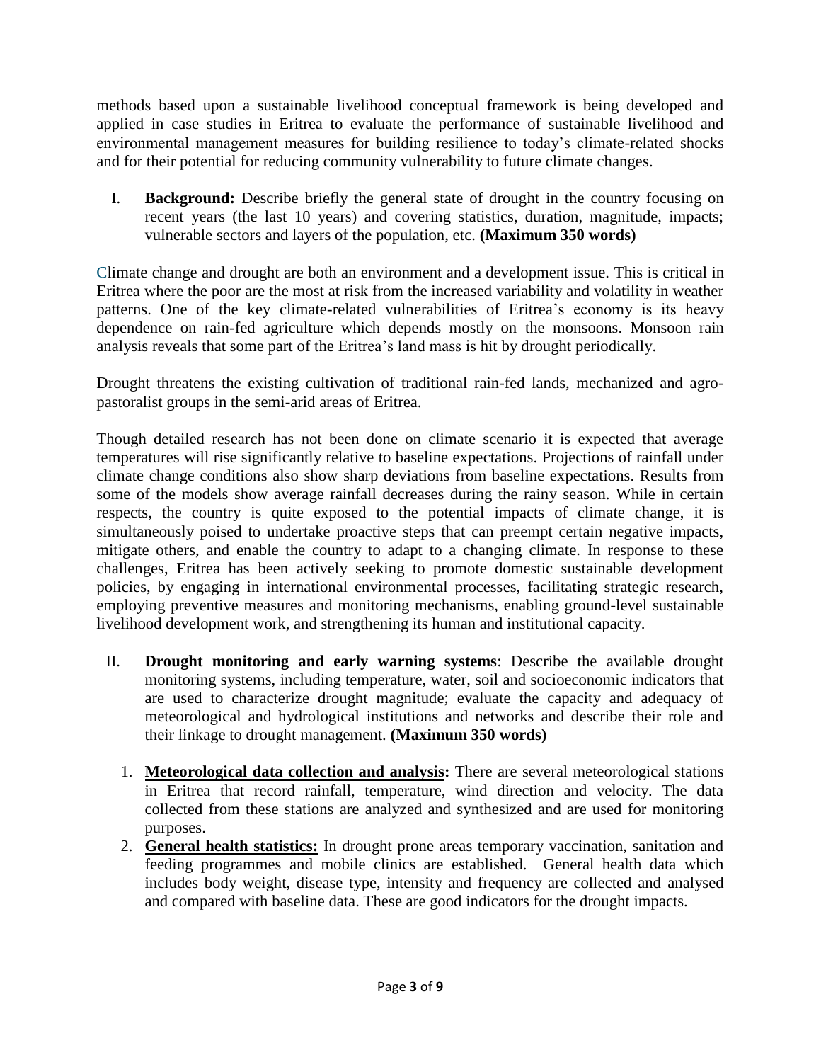methods based upon a sustainable livelihood conceptual framework is being developed and applied in case studies in Eritrea to evaluate the performance of sustainable livelihood and environmental management measures for building resilience to today's climate-related shocks and for their potential for reducing community vulnerability to future climate changes.

I. **Background:** Describe briefly the general state of drought in the country focusing on recent years (the last 10 years) and covering statistics, duration, magnitude, impacts; vulnerable sectors and layers of the population, etc. **(Maximum 350 words)**

Climate change and drought are both an environment and a development issue. This is critical in Eritrea where the poor are the most at risk from the increased variability and volatility in weather patterns. One of the key climate-related vulnerabilities of Eritrea's economy is its heavy dependence on rain-fed agriculture which depends mostly on the monsoons. Monsoon rain analysis reveals that some part of the Eritrea's land mass is hit by drought periodically.

Drought threatens the existing cultivation of traditional rain-fed lands, mechanized and agro-pastoralist groups in the semi-arid areas of Eritrea.

Though detailed research has not been done on climate scenario it is expected that average temperatures will rise significantly relative to baseline expectations. Projections of rainfall under climate change conditions also show sharp deviations from baseline expectations. Results from some of the models show average rainfall decreases during the rainy season. While in certain respects, the country is quite exposed to the potential impacts of climate change, it is simultaneously poised to undertake proactive steps that can preempt certain negative impacts, mitigate others, and enable the country to adapt to a changing climate. In response to these challenges, Eritrea has been actively seeking to promote domestic sustainable development policies, by engaging in international environmental processes, facilitating strategic research, employing preventive measures and monitoring mechanisms, enabling ground-level sustainable livelihood development work, and strengthening its human and institutional capacity.

II. **Drought monitoring and early warning systems**: Describe the available drought monitoring systems, including temperature, water, soil and socioeconomic indicators that are used to characterize drought magnitude; evaluate the capacity and adequacy of meteorological and hydrological institutions and networks and describe their role and their linkage to drought management. **(Maximum 350 words)**

1. **Meteorological data collection and analysis:** There are several meteorological stations in Eritrea that record rainfall, temperature, wind direction and velocity. The data collected from these stations are analyzed and synthesized and are used for monitoring purposes.
2. **General health statistics:** In drought prone areas temporary vaccination, sanitation and feeding programmes and mobile clinics are established. General health data which includes body weight, disease type, intensity and frequency are collected and analysed and compared with baseline data. These are good indicators for the drought impacts.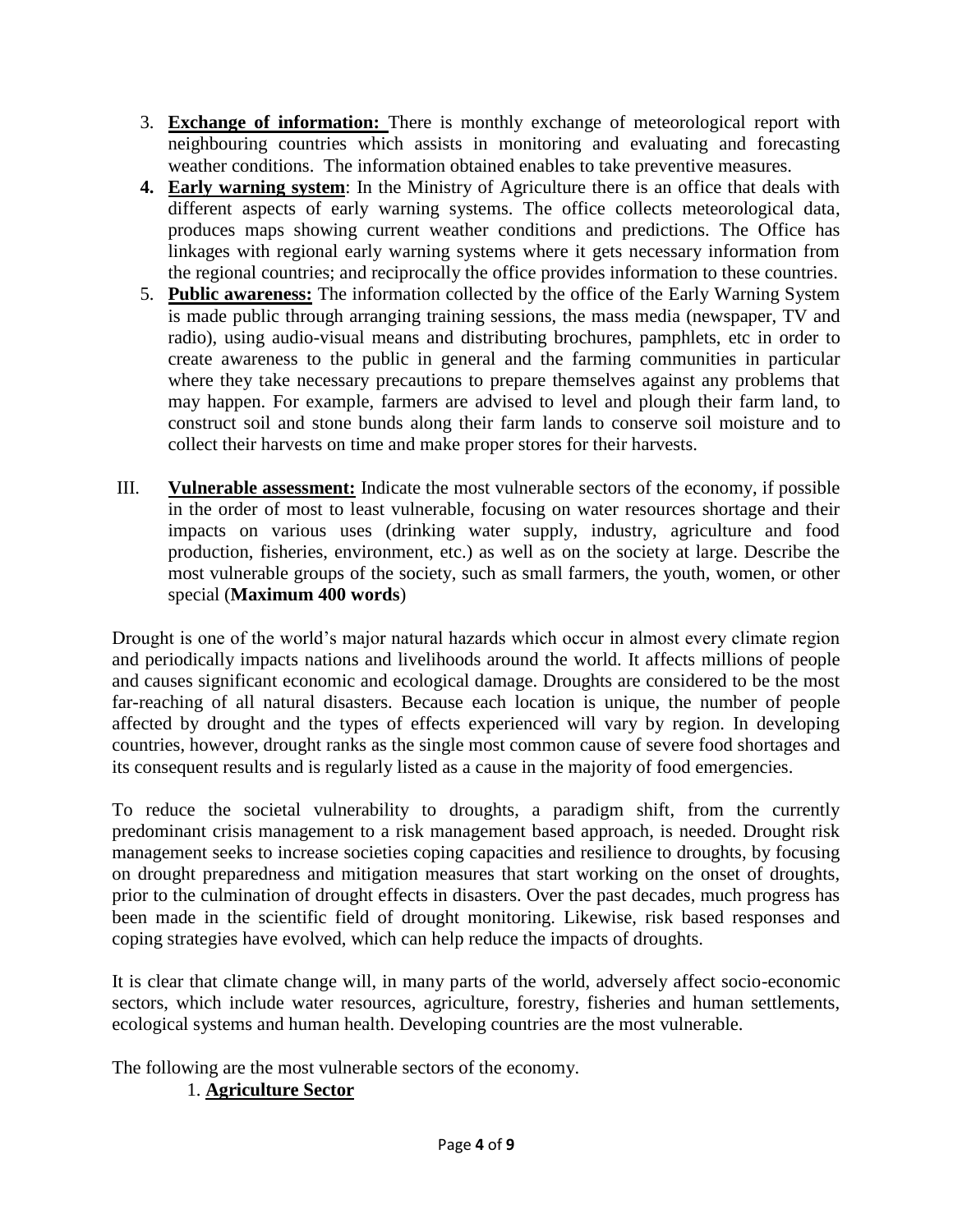3. **Exchange of information:** There is monthly exchange of meteorological report with neighbouring countries which assists in monitoring and evaluating and forecasting weather conditions. The information obtained enables to take preventive measures.
4. **Early warning system**: In the Ministry of Agriculture there is an office that deals with different aspects of early warning systems. The office collects meteorological data, produces maps showing current weather conditions and predictions. The Office has linkages with regional early warning systems where it gets necessary information from the regional countries; and reciprocally the office provides information to these countries.
5. **Public awareness:** The information collected by the office of the Early Warning System is made public through arranging training sessions, the mass media (newspaper, TV and radio), using audio-visual means and distributing brochures, pamphlets, etc in order to create awareness to the public in general and the farming communities in particular where they take necessary precautions to prepare themselves against any problems that may happen. For example, farmers are advised to level and plough their farm land, to construct soil and stone bunds along their farm lands to conserve soil moisture and to collect their harvests on time and make proper stores for their harvests.

III. **Vulnerable assessment:** Indicate the most vulnerable sectors of the economy, if possible in the order of most to least vulnerable, focusing on water resources shortage and their impacts on various uses (drinking water supply, industry, agriculture and food production, fisheries, environment, etc.) as well as on the society at large. Describe the most vulnerable groups of the society, such as small farmers, the youth, women, or other special (**Maximum 400 words**)

Drought is one of the world's major natural hazards which occur in almost every climate region and periodically impacts nations and livelihoods around the world. It affects millions of people and causes significant economic and ecological damage. Droughts are considered to be the most far-reaching of all natural disasters. Because each location is unique, the number of people affected by drought and the types of effects experienced will vary by region. In developing countries, however, drought ranks as the single most common cause of severe food shortages and its consequent results and is regularly listed as a cause in the majority of food emergencies.

To reduce the societal vulnerability to droughts, a paradigm shift, from the currently predominant crisis management to a risk management based approach, is needed. Drought risk management seeks to increase societies coping capacities and resilience to droughts, by focusing on drought preparedness and mitigation measures that start working on the onset of droughts, prior to the culmination of drought effects in disasters. Over the past decades, much progress has been made in the scientific field of drought monitoring. Likewise, risk based responses and coping strategies have evolved, which can help reduce the impacts of droughts.

It is clear that climate change will, in many parts of the world, adversely affect socio-economic sectors, which include water resources, agriculture, forestry, fisheries and human settlements, ecological systems and human health. Developing countries are the most vulnerable.

The following are the most vulnerable sectors of the economy.

1. **Agriculture Sector**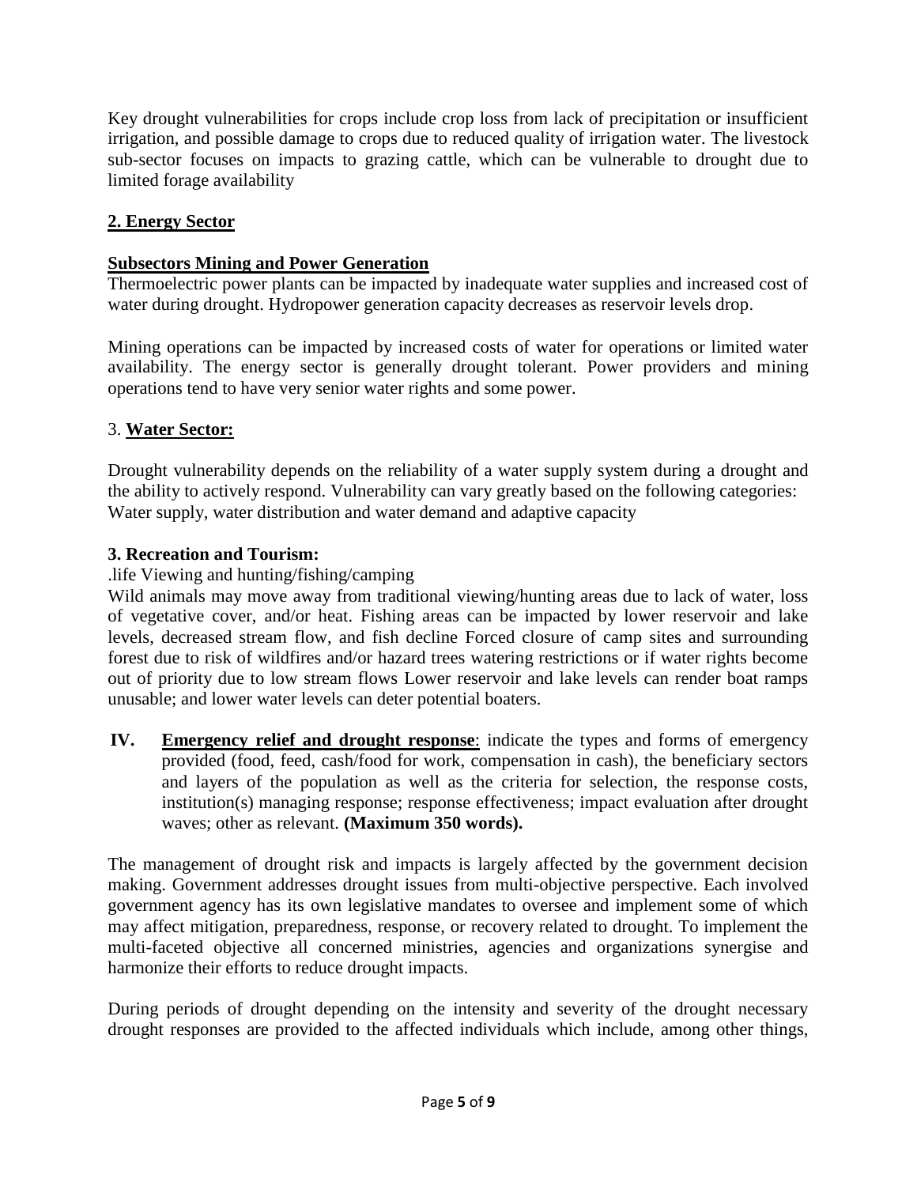Key drought vulnerabilities for crops include crop loss from lack of precipitation or insufficient irrigation, and possible damage to crops due to reduced quality of irrigation water. The livestock sub-sector focuses on impacts to grazing cattle, which can be vulnerable to drought due to limited forage availability

**2. Energy Sector**

**Subsectors Mining and Power Generation**

Thermoelectric power plants can be impacted by inadequate water supplies and increased cost of water during drought. Hydropower generation capacity decreases as reservoir levels drop.

Mining operations can be impacted by increased costs of water for operations or limited water availability. The energy sector is generally drought tolerant. Power providers and mining operations tend to have very senior water rights and some power.

3. **Water Sector:**

Drought vulnerability depends on the reliability of a water supply system during a drought and the ability to actively respond. Vulnerability can vary greatly based on the following categories: Water supply, water distribution and water demand and adaptive capacity

**3. Recreation and Tourism:**

.life Viewing and hunting/fishing/camping

Wild animals may move away from traditional viewing/hunting areas due to lack of water, loss of vegetative cover, and/or heat. Fishing areas can be impacted by lower reservoir and lake levels, decreased stream flow, and fish decline Forced closure of camp sites and surrounding forest due to risk of wildfires and/or hazard trees watering restrictions or if water rights become out of priority due to low stream flows Lower reservoir and lake levels can render boat ramps unusable; and lower water levels can deter potential boaters.

**IV.** **Emergency relief and drought response**: indicate the types and forms of emergency provided (food, feed, cash/food for work, compensation in cash), the beneficiary sectors and layers of the population as well as the criteria for selection, the response costs, institution(s) managing response; response effectiveness; impact evaluation after drought waves; other as relevant. **(Maximum 350 words).**

The management of drought risk and impacts is largely affected by the government decision making. Government addresses drought issues from multi-objective perspective. Each involved government agency has its own legislative mandates to oversee and implement some of which may affect mitigation, preparedness, response, or recovery related to drought. To implement the multi-faceted objective all concerned ministries, agencies and organizations synergise and harmonize their efforts to reduce drought impacts.

During periods of drought depending on the intensity and severity of the drought necessary drought responses are provided to the affected individuals which include, among other things,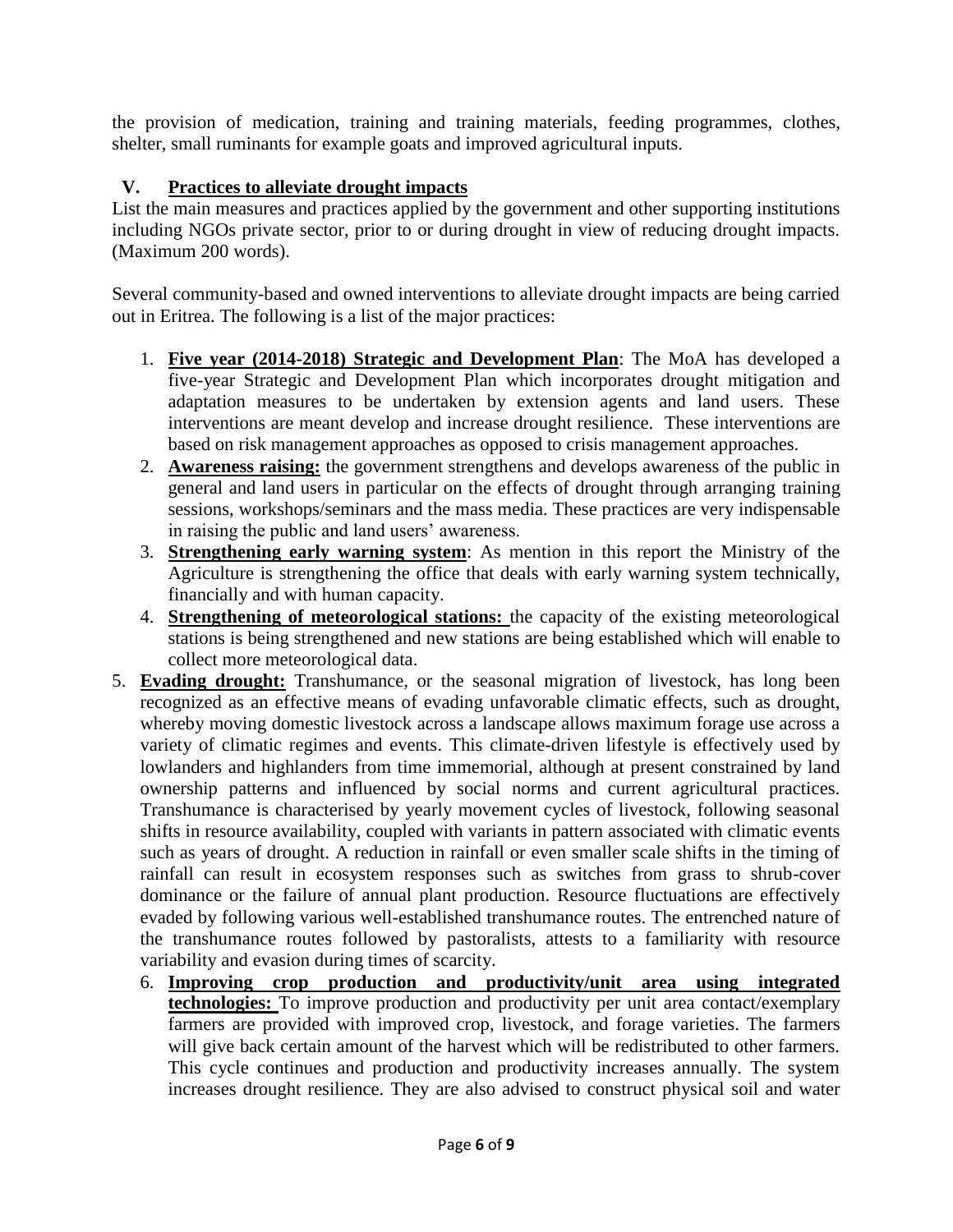the provision of medication, training and training materials, feeding programmes, clothes, shelter, small ruminants for example goats and improved agricultural inputs.

## V. Practices to alleviate drought impacts

List the main measures and practices applied by the government and other supporting institutions including NGOs private sector, prior to or during drought in view of reducing drought impacts. (Maximum 200 words).

Several community-based and owned interventions to alleviate drought impacts are being carried out in Eritrea. The following is a list of the major practices:

1. **Five year (2014-2018) Strategic and Development Plan**: The MoA has developed a five-year Strategic and Development Plan which incorporates drought mitigation and adaptation measures to be undertaken by extension agents and land users. These interventions are meant develop and increase drought resilience. These interventions are based on risk management approaches as opposed to crisis management approaches.
2. **Awareness raising:** the government strengthens and develops awareness of the public in general and land users in particular on the effects of drought through arranging training sessions, workshops/seminars and the mass media. These practices are very indispensable in raising the public and land users' awareness.
3. **Strengthening early warning system**: As mention in this report the Ministry of the Agriculture is strengthening the office that deals with early warning system technically, financially and with human capacity.
4. **Strengthening of meteorological stations:** the capacity of the existing meteorological stations is being strengthened and new stations are being established which will enable to collect more meteorological data.
5. **Evading drought:** Transhumance, or the seasonal migration of livestock, has long been recognized as an effective means of evading unfavorable climatic effects, such as drought, whereby moving domestic livestock across a landscape allows maximum forage use across a variety of climatic regimes and events. This climate-driven lifestyle is effectively used by lowlanders and highlanders from time immemorial, although at present constrained by land ownership patterns and influenced by social norms and current agricultural practices. Transhumance is characterised by yearly movement cycles of livestock, following seasonal shifts in resource availability, coupled with variants in pattern associated with climatic events such as years of drought. A reduction in rainfall or even smaller scale shifts in the timing of rainfall can result in ecosystem responses such as switches from grass to shrub-cover dominance or the failure of annual plant production. Resource fluctuations are effectively evaded by following various well-established transhumance routes. The entrenched nature of the transhumance routes followed by pastoralists, attests to a familiarity with resource variability and evasion during times of scarcity.
6. **Improving crop production and productivity/unit area using integrated technologies:** To improve production and productivity per unit area contact/exemplary farmers are provided with improved crop, livestock, and forage varieties. The farmers will give back certain amount of the harvest which will be redistributed to other farmers. This cycle continues and production and productivity increases annually. The system increases drought resilience. They are also advised to construct physical soil and water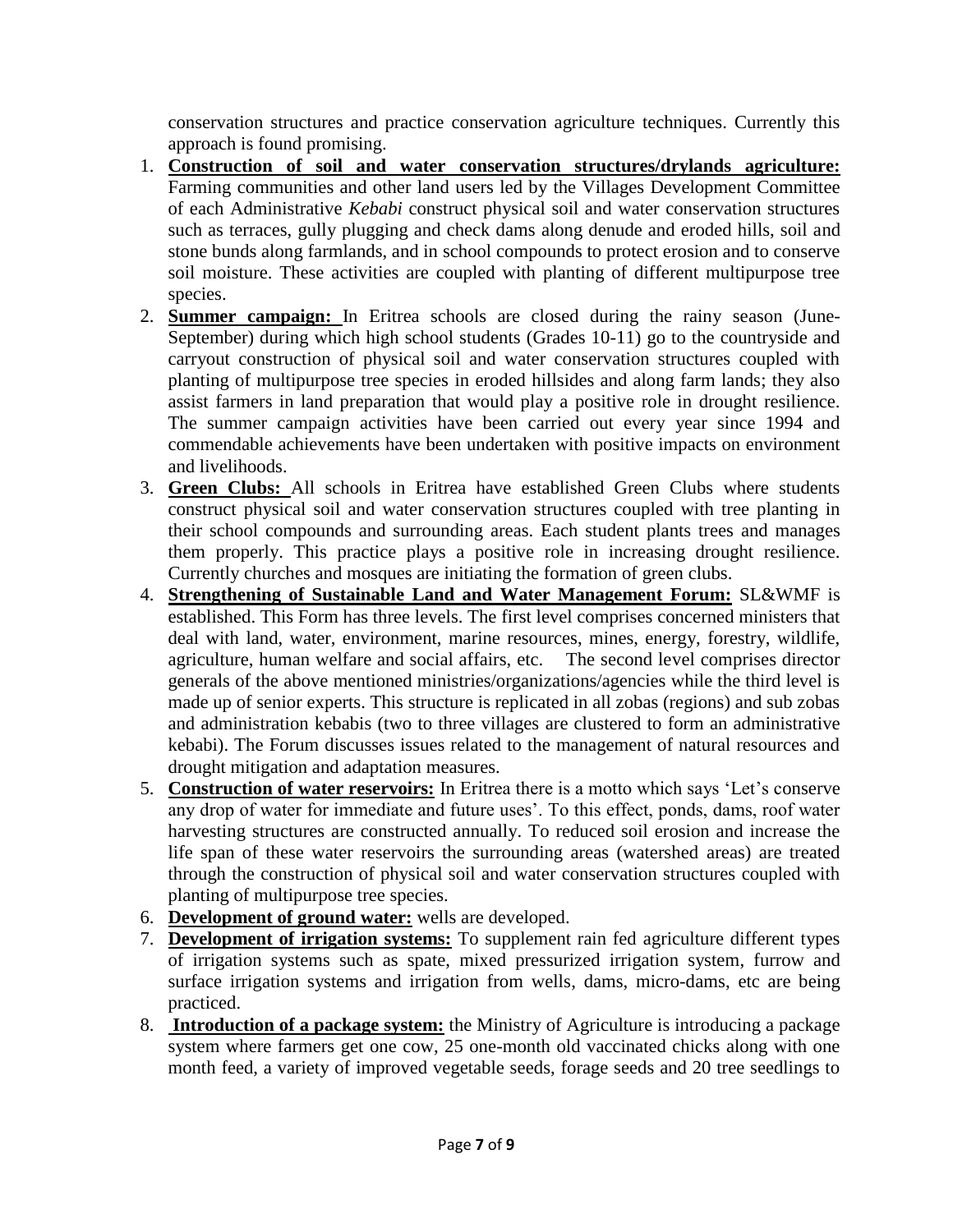conservation structures and practice conservation agriculture techniques. Currently this approach is found promising.

1. **Construction of soil and water conservation structures/drylands agriculture:** Farming communities and other land users led by the Villages Development Committee of each Administrative *Kebabi* construct physical soil and water conservation structures such as terraces, gully plugging and check dams along denude and eroded hills, soil and stone bunds along farmlands, and in school compounds to protect erosion and to conserve soil moisture. These activities are coupled with planting of different multipurpose tree species.
2. **Summer campaign:** In Eritrea schools are closed during the rainy season (June-September) during which high school students (Grades 10-11) go to the countryside and carryout construction of physical soil and water conservation structures coupled with planting of multipurpose tree species in eroded hillsides and along farm lands; they also assist farmers in land preparation that would play a positive role in drought resilience. The summer campaign activities have been carried out every year since 1994 and commendable achievements have been undertaken with positive impacts on environment and livelihoods.
3. **Green Clubs:** All schools in Eritrea have established Green Clubs where students construct physical soil and water conservation structures coupled with tree planting in their school compounds and surrounding areas. Each student plants trees and manages them properly. This practice plays a positive role in increasing drought resilience. Currently churches and mosques are initiating the formation of green clubs.
4. **Strengthening of Sustainable Land and Water Management Forum:** SL&WMF is established. This Form has three levels. The first level comprises concerned ministers that deal with land, water, environment, marine resources, mines, energy, forestry, wildlife, agriculture, human welfare and social affairs, etc. The second level comprises director generals of the above mentioned ministries/organizations/agencies while the third level is made up of senior experts. This structure is replicated in all zobas (regions) and sub zobas and administration kebabis (two to three villages are clustered to form an administrative kebabi). The Forum discusses issues related to the management of natural resources and drought mitigation and adaptation measures.
5. **Construction of water reservoirs:** In Eritrea there is a motto which says 'Let's conserve any drop of water for immediate and future uses'. To this effect, ponds, dams, roof water harvesting structures are constructed annually. To reduced soil erosion and increase the life span of these water reservoirs the surrounding areas (watershed areas) are treated through the construction of physical soil and water conservation structures coupled with planting of multipurpose tree species.
6. **Development of ground water:** wells are developed.
7. **Development of irrigation systems:** To supplement rain fed agriculture different types of irrigation systems such as spate, mixed pressurized irrigation system, furrow and surface irrigation systems and irrigation from wells, dams, micro-dams, etc are being practiced.
8. **Introduction of a package system:** the Ministry of Agriculture is introducing a package system where farmers get one cow, 25 one-month old vaccinated chicks along with one month feed, a variety of improved vegetable seeds, forage seeds and 20 tree seedlings to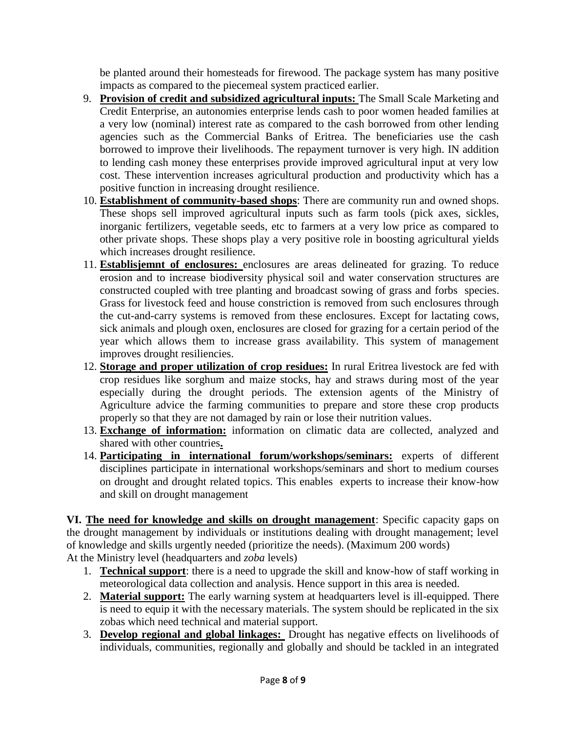be planted around their homesteads for firewood. The package system has many positive impacts as compared to the piecemeal system practiced earlier.

9. **Provision of credit and subsidized agricultural inputs:** The Small Scale Marketing and Credit Enterprise, an autonomies enterprise lends cash to poor women headed families at a very low (nominal) interest rate as compared to the cash borrowed from other lending agencies such as the Commercial Banks of Eritrea. The beneficiaries use the cash borrowed to improve their livelihoods. The repayment turnover is very high. IN addition to lending cash money these enterprises provide improved agricultural input at very low cost. These intervention increases agricultural production and productivity which has a positive function in increasing drought resilience.
10. **Establishment of community-based shops**: There are community run and owned shops. These shops sell improved agricultural inputs such as farm tools (pick axes, sickles, inorganic fertilizers, vegetable seeds, etc to farmers at a very low price as compared to other private shops. These shops play a very positive role in boosting agricultural yields which increases drought resilience.
11. **Establisjemnt of enclosures:** enclosures are areas delineated for grazing. To reduce erosion and to increase biodiversity physical soil and water conservation structures are constructed coupled with tree planting and broadcast sowing of grass and forbs species. Grass for livestock feed and house constriction is removed from such enclosures through the cut-and-carry systems is removed from these enclosures. Except for lactating cows, sick animals and plough oxen, enclosures are closed for grazing for a certain period of the year which allows them to increase grass availability. This system of management improves drought resiliencies.
12. **Storage and proper utilization of crop residues:** In rural Eritrea livestock are fed with crop residues like sorghum and maize stocks, hay and straws during most of the year especially during the drought periods. The extension agents of the Ministry of Agriculture advice the farming communities to prepare and store these crop products properly so that they are not damaged by rain or lose their nutrition values.
13. **Exchange of information:** information on climatic data are collected, analyzed and shared with other countries**.**
14. **Participating in international forum/workshops/seminars:** experts of different disciplines participate in international workshops/seminars and short to medium courses on drought and drought related topics. This enables experts to increase their know-how and skill on drought management

**VI. The need for knowledge and skills on drought management**: Specific capacity gaps on the drought management by individuals or institutions dealing with drought management; level of knowledge and skills urgently needed (prioritize the needs). (Maximum 200 words)

At the Ministry level (headquarters and *zoba* levels)

1. **Technical support**: there is a need to upgrade the skill and know-how of staff working in meteorological data collection and analysis. Hence support in this area is needed.
2. **Material support:** The early warning system at headquarters level is ill-equipped. There is need to equip it with the necessary materials. The system should be replicated in the six zobas which need technical and material support.
3. **Develop regional and global linkages:** Drought has negative effects on livelihoods of individuals, communities, regionally and globally and should be tackled in an integrated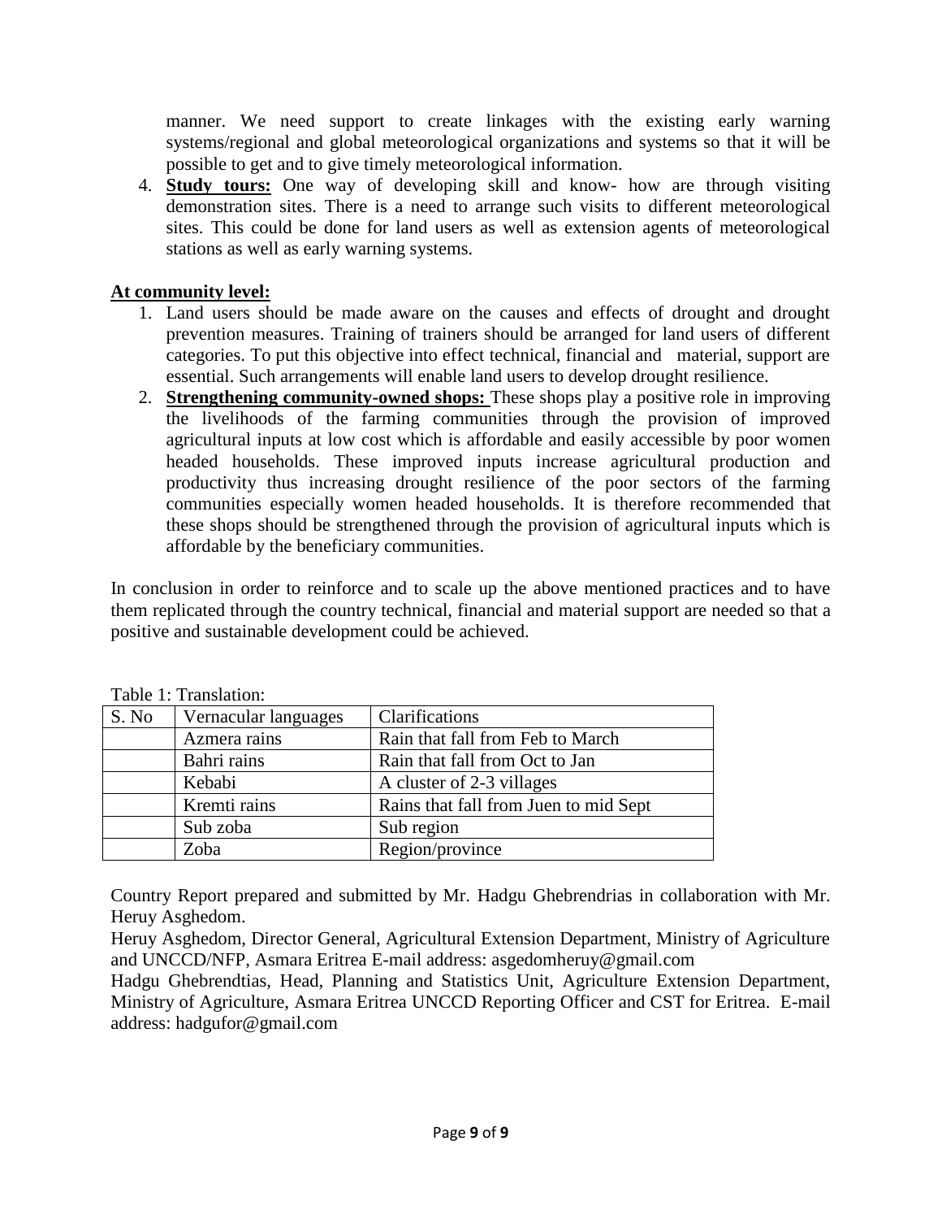manner. We need support to create linkages with the existing early warning systems/regional and global meteorological organizations and systems so that it will be possible to get and to give timely meteorological information.

4. **Study tours:** One way of developing skill and know- how are through visiting demonstration sites. There is a need to arrange such visits to different meteorological sites. This could be done for land users as well as extension agents of meteorological stations as well as early warning systems.

**At community level:**

1. Land users should be made aware on the causes and effects of drought and drought prevention measures. Training of trainers should be arranged for land users of different categories. To put this objective into effect technical, financial and material, support are essential. Such arrangements will enable land users to develop drought resilience.
2. **Strengthening community-owned shops:** These shops play a positive role in improving the livelihoods of the farming communities through the provision of improved agricultural inputs at low cost which is affordable and easily accessible by poor women headed households. These improved inputs increase agricultural production and productivity thus increasing drought resilience of the poor sectors of the farming communities especially women headed households. It is therefore recommended that these shops should be strengthened through the provision of agricultural inputs which is affordable by the beneficiary communities.

In conclusion in order to reinforce and to scale up the above mentioned practices and to have them replicated through the country technical, financial and material support are needed so that a positive and sustainable development could be achieved.

Table 1: Translation:

| S. No | Vernacular languages | Clarifications |
|---|---|---|
| | Azmera rains | Rain that fall from Feb to March |
| | Bahri rains | Rain that fall from Oct to Jan |
| | Kebabi | A cluster of 2-3 villages |
| | Kremti rains | Rains that fall from Juen to mid Sept |
| | Sub zoba | Sub region |
| | Zoba | Region/province |

Country Report prepared and submitted by Mr. Hadgu Ghebrendrias in collaboration with Mr. Heruy Asghedom.

Heruy Asghedom, Director General, Agricultural Extension Department, Ministry of Agriculture and UNCCD/NFP, Asmara Eritrea E-mail address: asgedomheruy@gmail.com

Hadgu Ghebrendtias, Head, Planning and Statistics Unit, Agriculture Extension Department, Ministry of Agriculture, Asmara Eritrea UNCCD Reporting Officer and CST for Eritrea. E-mail address: hadgufor@gmail.com